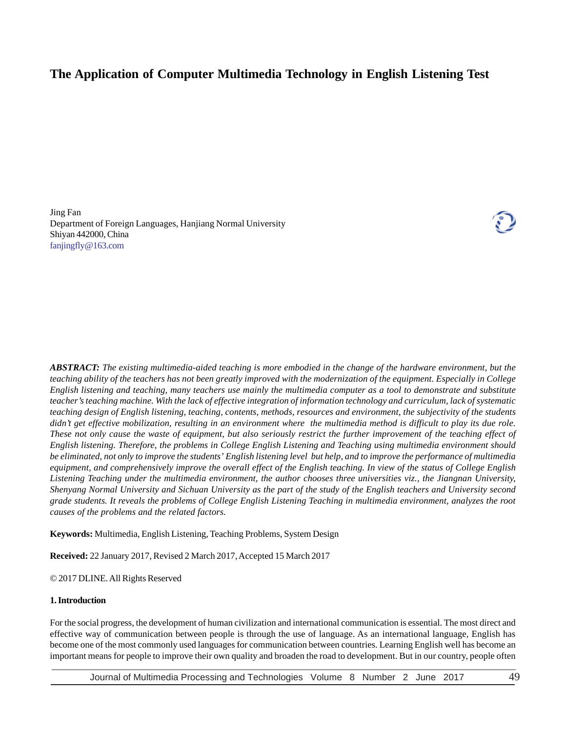# The Application of Computer Multimedia Technology in English Listening Test

Jing Fan
Department of Foreign Languages, Hanjiang Normal University
Shiyan 442000, China
fanjingfly@163.com

***ABSTRACT:*** *The existing multimedia-aided teaching is more embodied in the change of the hardware environment, but the teaching ability of the teachers has not been greatly improved with the modernization of the equipment. Especially in College English listening and teaching, many teachers use mainly the multimedia computer as a tool to demonstrate and substitute teacher's teaching machine. With the lack of effective integration of information technology and curriculum, lack of systematic teaching design of English listening, teaching, contents, methods, resources and environment, the subjectivity of the students didn't get effective mobilization, resulting in an environment where the multimedia method is difficult to play its due role. These not only cause the waste of equipment, but also seriously restrict the further improvement of the teaching effect of English listening. Therefore, the problems in College English Listening and Teaching using multimedia environment should be eliminated, not only to improve the students' English listening level but help, and to improve the performance of multimedia equipment, and comprehensively improve the overall effect of the English teaching. In view of the status of College English Listening Teaching under the multimedia environment, the author chooses three universities viz., the Jiangnan University, Shenyang Normal University and Sichuan University as the part of the study of the English teachers and University second grade students. It reveals the problems of College English Listening Teaching in multimedia environment, analyzes the root causes of the problems and the related factors.*

**Keywords:** Multimedia, English Listening, Teaching Problems, System Design

**Received:** 22 January 2017, Revised 2 March 2017, Accepted 15 March 2017

© 2017 DLINE. All Rights Reserved

## 1. Introduction

For the social progress, the development of human civilization and international communication is essential. The most direct and effective way of communication between people is through the use of language. As an international language, English has become one of the most commonly used languages for communication between countries. Learning English well has become an important means for people to improve their own quality and broaden the road to development. But in our country, people often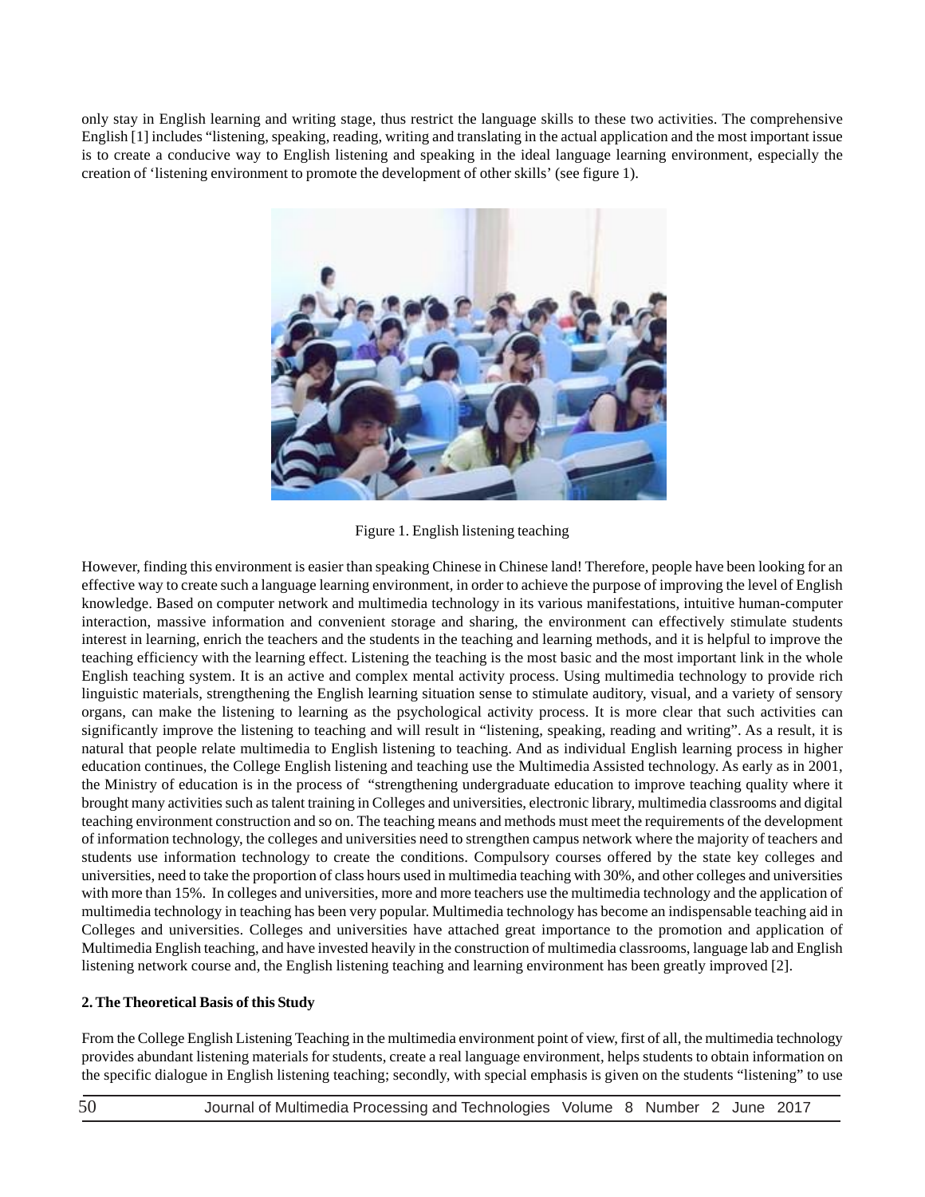only stay in English learning and writing stage, thus restrict the language skills to these two activities. The comprehensive English [1] includes "listening, speaking, reading, writing and translating in the actual application and the most important issue is to create a conducive way to English listening and speaking in the ideal language learning environment, especially the creation of 'listening environment to promote the development of other skills' (see figure 1).

Figure 1. English listening teaching

However, finding this environment is easier than speaking Chinese in Chinese land! Therefore, people have been looking for an effective way to create such a language learning environment, in order to achieve the purpose of improving the level of English knowledge. Based on computer network and multimedia technology in its various manifestations, intuitive human-computer interaction, massive information and convenient storage and sharing, the environment can effectively stimulate students interest in learning, enrich the teachers and the students in the teaching and learning methods, and it is helpful to improve the teaching efficiency with the learning effect. Listening the teaching is the most basic and the most important link in the whole English teaching system. It is an active and complex mental activity process. Using multimedia technology to provide rich linguistic materials, strengthening the English learning situation sense to stimulate auditory, visual, and a variety of sensory organs, can make the listening to learning as the psychological activity process. It is more clear that such activities can significantly improve the listening to teaching and will result in "listening, speaking, reading and writing". As a result, it is natural that people relate multimedia to English listening to teaching. And as individual English learning process in higher education continues, the College English listening and teaching use the Multimedia Assisted technology. As early as in 2001, the Ministry of education is in the process of "strengthening undergraduate education to improve teaching quality where it brought many activities such as talent training in Colleges and universities, electronic library, multimedia classrooms and digital teaching environment construction and so on. The teaching means and methods must meet the requirements of the development of information technology, the colleges and universities need to strengthen campus network where the majority of teachers and students use information technology to create the conditions. Compulsory courses offered by the state key colleges and universities, need to take the proportion of class hours used in multimedia teaching with 30%, and other colleges and universities with more than 15%. In colleges and universities, more and more teachers use the multimedia technology and the application of multimedia technology in teaching has been very popular. Multimedia technology has become an indispensable teaching aid in Colleges and universities. Colleges and universities have attached great importance to the promotion and application of Multimedia English teaching, and have invested heavily in the construction of multimedia classrooms, language lab and English listening network course and, the English listening teaching and learning environment has been greatly improved [2].

## 2. The Theoretical Basis of this Study

From the College English Listening Teaching in the multimedia environment point of view, first of all, the multimedia technology provides abundant listening materials for students, create a real language environment, helps students to obtain information on the specific dialogue in English listening teaching; secondly, with special emphasis is given on the students "listening" to use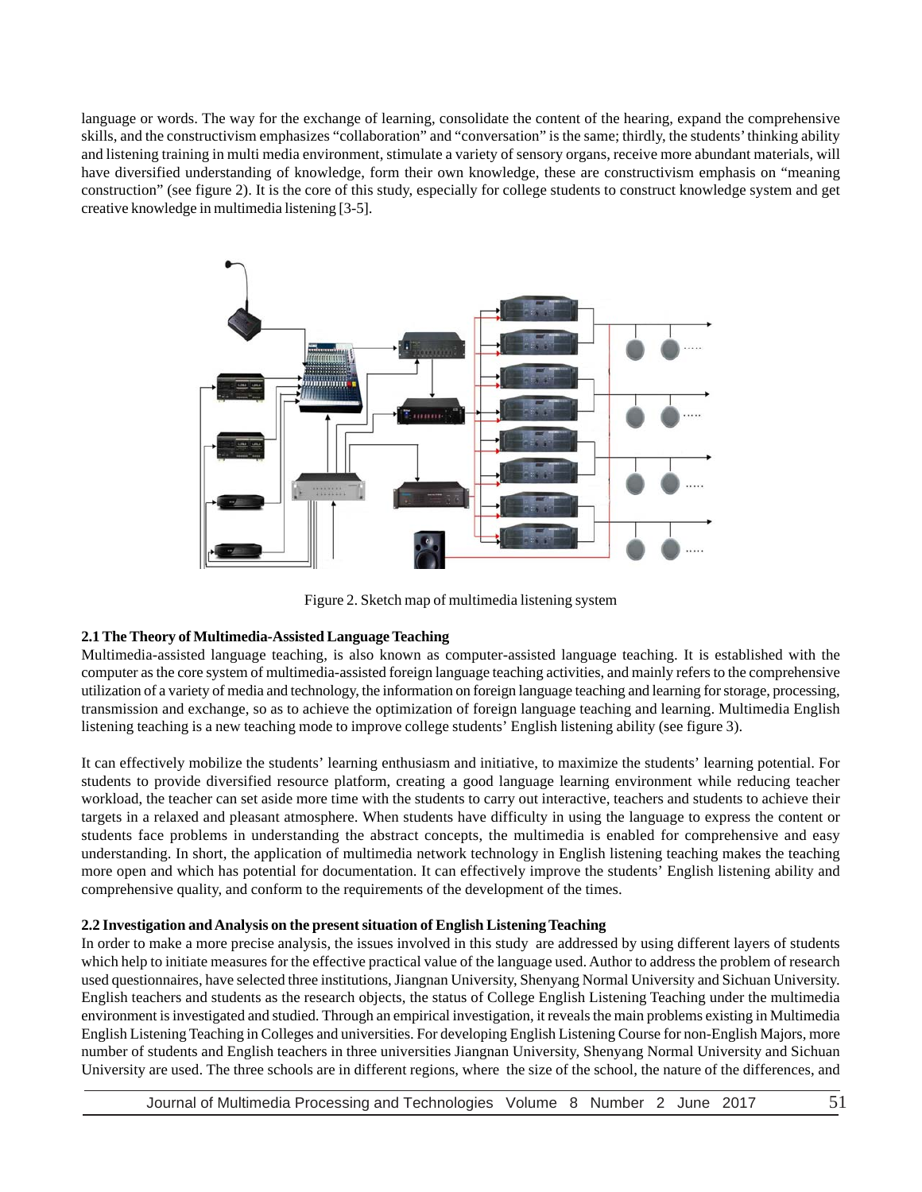language or words. The way for the exchange of learning, consolidate the content of the hearing, expand the comprehensive skills, and the constructivism emphasizes "collaboration" and "conversation" is the same; thirdly, the students' thinking ability and listening training in multi media environment, stimulate a variety of sensory organs, receive more abundant materials, will have diversified understanding of knowledge, form their own knowledge, these are constructivism emphasis on "meaning construction" (see figure 2). It is the core of this study, especially for college students to construct knowledge system and get creative knowledge in multimedia listening [3-5].

Figure 2. Sketch map of multimedia listening system

### 2.1 The Theory of Multimedia-Assisted Language Teaching

Multimedia-assisted language teaching, is also known as computer-assisted language teaching. It is established with the computer as the core system of multimedia-assisted foreign language teaching activities, and mainly refers to the comprehensive utilization of a variety of media and technology, the information on foreign language teaching and learning for storage, processing, transmission and exchange, so as to achieve the optimization of foreign language teaching and learning. Multimedia English listening teaching is a new teaching mode to improve college students' English listening ability (see figure 3).

It can effectively mobilize the students' learning enthusiasm and initiative, to maximize the students' learning potential. For students to provide diversified resource platform, creating a good language learning environment while reducing teacher workload, the teacher can set aside more time with the students to carry out interactive, teachers and students to achieve their targets in a relaxed and pleasant atmosphere. When students have difficulty in using the language to express the content or students face problems in understanding the abstract concepts, the multimedia is enabled for comprehensive and easy understanding. In short, the application of multimedia network technology in English listening teaching makes the teaching more open and which has potential for documentation. It can effectively improve the students' English listening ability and comprehensive quality, and conform to the requirements of the development of the times.

### 2.2 Investigation and Analysis on the present situation of English Listening Teaching

In order to make a more precise analysis, the issues involved in this study are addressed by using different layers of students which help to initiate measures for the effective practical value of the language used. Author to address the problem of research used questionnaires, have selected three institutions, Jiangnan University, Shenyang Normal University and Sichuan University. English teachers and students as the research objects, the status of College English Listening Teaching under the multimedia environment is investigated and studied. Through an empirical investigation, it reveals the main problems existing in Multimedia English Listening Teaching in Colleges and universities. For developing English Listening Course for non-English Majors, more number of students and English teachers in three universities Jiangnan University, Shenyang Normal University and Sichuan University are used. The three schools are in different regions, where the size of the school, the nature of the differences, and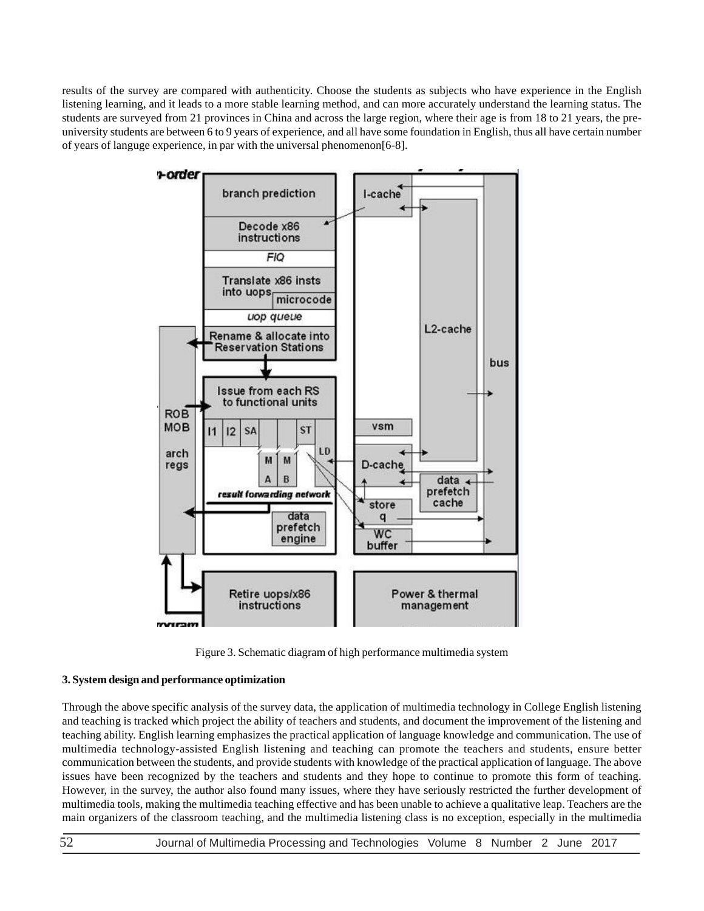results of the survey are compared with authenticity. Choose the students as subjects who have experience in the English listening learning, and it leads to a more stable learning method, and can more accurately understand the learning status. The students are surveyed from 21 provinces in China and across the large region, where their age is from 18 to 21 years, the pre-university students are between 6 to 9 years of experience, and all have some foundation in English, thus all have certain number of years of languge experience, in par with the universal phenomenon[6-8].

Figure 3. Schematic diagram of high performance multimedia system

**3. System design and performance optimization**

Through the above specific analysis of the survey data, the application of multimedia technology in College English listening and teaching is tracked which project the ability of teachers and students, and document the improvement of the listening and teaching ability. English learning emphasizes the practical application of language knowledge and communication. The use of multimedia technology-assisted English listening and teaching can promote the teachers and students, ensure better communication between the students, and provide students with knowledge of the practical application of language. The above issues have been recognized by the teachers and students and they hope to continue to promote this form of teaching. However, in the survey, the author also found many issues, where they have seriously restricted the further development of multimedia tools, making the multimedia teaching effective and has been unable to achieve a qualitative leap. Teachers are the main organizers of the classroom teaching, and the multimedia listening class is no exception, especially in the multimedia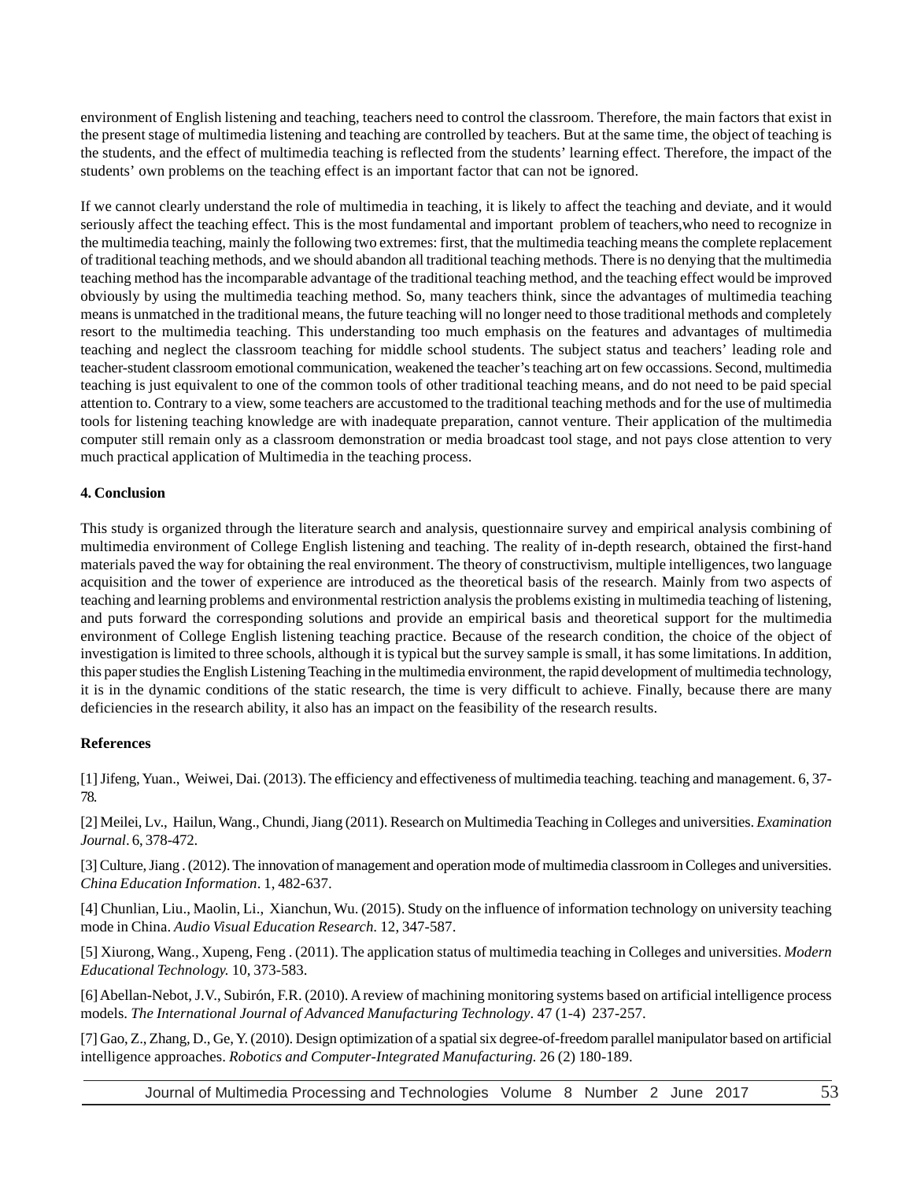environment of English listening and teaching, teachers need to control the classroom. Therefore, the main factors that exist in the present stage of multimedia listening and teaching are controlled by teachers. But at the same time, the object of teaching is the students, and the effect of multimedia teaching is reflected from the students' learning effect. Therefore, the impact of the students' own problems on the teaching effect is an important factor that can not be ignored.

If we cannot clearly understand the role of multimedia in teaching, it is likely to affect the teaching and deviate, and it would seriously affect the teaching effect. This is the most fundamental and important problem of teachers,who need to recognize in the multimedia teaching, mainly the following two extremes: first, that the multimedia teaching means the complete replacement of traditional teaching methods, and we should abandon all traditional teaching methods. There is no denying that the multimedia teaching method has the incomparable advantage of the traditional teaching method, and the teaching effect would be improved obviously by using the multimedia teaching method. So, many teachers think, since the advantages of multimedia teaching means is unmatched in the traditional means, the future teaching will no longer need to those traditional methods and completely resort to the multimedia teaching. This understanding too much emphasis on the features and advantages of multimedia teaching and neglect the classroom teaching for middle school students. The subject status and teachers' leading role and teacher-student classroom emotional communication, weakened the teacher's teaching art on few occassions. Second, multimedia teaching is just equivalent to one of the common tools of other traditional teaching means, and do not need to be paid special attention to. Contrary to a view, some teachers are accustomed to the traditional teaching methods and for the use of multimedia tools for listening teaching knowledge are with inadequate preparation, cannot venture. Their application of the multimedia computer still remain only as a classroom demonstration or media broadcast tool stage, and not pays close attention to very much practical application of Multimedia in the teaching process.

## 4. Conclusion

This study is organized through the literature search and analysis, questionnaire survey and empirical analysis combining of multimedia environment of College English listening and teaching. The reality of in-depth research, obtained the first-hand materials paved the way for obtaining the real environment. The theory of constructivism, multiple intelligences, two language acquisition and the tower of experience are introduced as the theoretical basis of the research. Mainly from two aspects of teaching and learning problems and environmental restriction analysis the problems existing in multimedia teaching of listening, and puts forward the corresponding solutions and provide an empirical basis and theoretical support for the multimedia environment of College English listening teaching practice. Because of the research condition, the choice of the object of investigation is limited to three schools, although it is typical but the survey sample is small, it has some limitations. In addition, this paper studies the English Listening Teaching in the multimedia environment, the rapid development of multimedia technology, it is in the dynamic conditions of the static research, the time is very difficult to achieve. Finally, because there are many deficiencies in the research ability, it also has an impact on the feasibility of the research results.

## References

[1] Jifeng, Yuan., Weiwei, Dai. (2013). The efficiency and effectiveness of multimedia teaching. teaching and management. 6, 37-78.

[2] Meilei, Lv., Hailun, Wang., Chundi, Jiang (2011). Research on Multimedia Teaching in Colleges and universities. *Examination Journal*. 6, 378-472.

[3] Culture, Jiang . (2012). The innovation of management and operation mode of multimedia classroom in Colleges and universities. *China Education Information*. 1, 482-637.

[4] Chunlian, Liu., Maolin, Li., Xianchun, Wu. (2015). Study on the influence of information technology on university teaching mode in China. *Audio Visual Education Research*. 12, 347-587.

[5] Xiurong, Wang., Xupeng, Feng . (2011). The application status of multimedia teaching in Colleges and universities. *Modern Educational Technology.* 10, 373-583.

[6] Abellan-Nebot, J.V., Subirón, F.R. (2010). A review of machining monitoring systems based on artificial intelligence process models. *The International Journal of Advanced Manufacturing Technology*. 47 (1-4) 237-257.

[7] Gao, Z., Zhang, D., Ge, Y. (2010). Design optimization of a spatial six degree-of-freedom parallel manipulator based on artificial intelligence approaches. *Robotics and Computer-Integrated Manufacturing.* 26 (2) 180-189.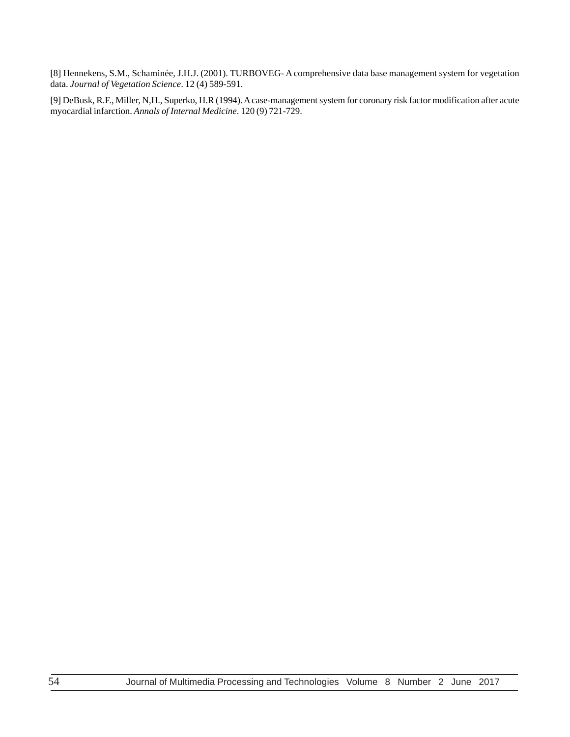[8] Hennekens, S.M., Schaminée, J.H.J. (2001). TURBOVEG- A comprehensive data base management system for vegetation data. *Journal of Vegetation Science*. 12 (4) 589-591.

[9] DeBusk, R.F., Miller, N,H., Superko, H.R (1994). A case-management system for coronary risk factor modification after acute myocardial infarction. *Annals of Internal Medicine*. 120 (9) 721-729.